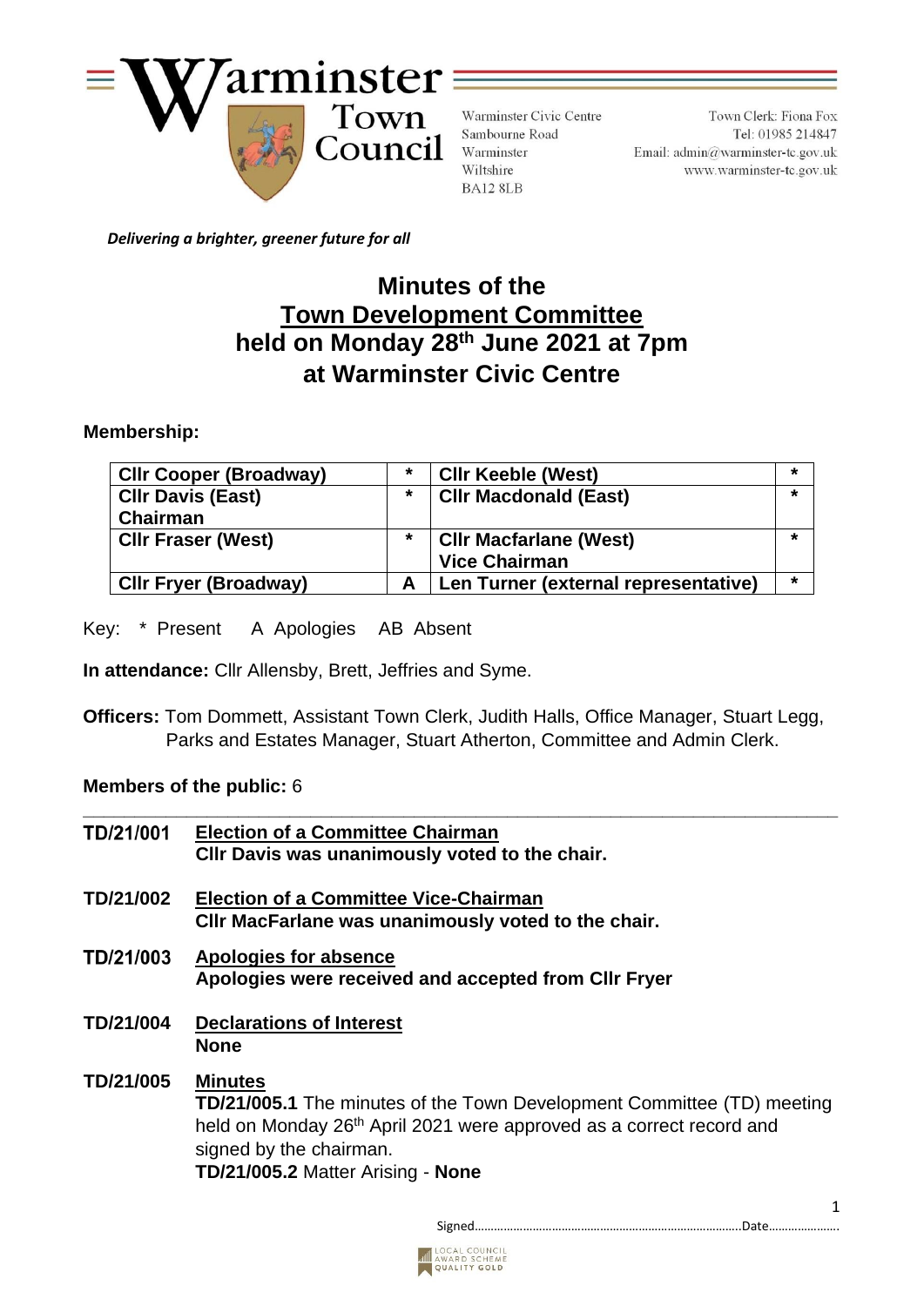# Warminster Town Council

Warminster Civic Centre
Sambourne Road
Warminster
Wiltshire
BA12 8LB

Town Clerk: Fiona Fox
Tel: 01985 214847
Email: admin@warminster-tc.gov.uk
www.warminster-tc.gov.uk

***Delivering a brighter, greener future for all***

## Minutes of the
## Town Development Committee
## held on Monday 28th June 2021 at 7pm
## at Warminster Civic Centre

**Membership:**

| | | | |
|---|---|---|---|
| **Cllr Cooper (Broadway)** | * | **Cllr Keeble (West)** | * |
| **Cllr Davis (East) Chairman** | * | **Cllr Macdonald (East)** | * |
| **Cllr Fraser (West)** | * | **Cllr Macfarlane (West) Vice Chairman** | * |
| **Cllr Fryer (Broadway)** | **A** | **Len Turner (external representative)** | * |

Key: * Present A Apologies AB Absent

**In attendance:** Cllr Allensby, Brett, Jeffries and Syme.

**Officers:** Tom Dommett, Assistant Town Clerk, Judith Halls, Office Manager, Stuart Legg, Parks and Estates Manager, Stuart Atherton, Committee and Admin Clerk.

**Members of the public:** 6

---

**TD/21/001** **Election of a Committee Chairman**
**Cllr Davis was unanimously voted to the chair.**

**TD/21/002** **Election of a Committee Vice-Chairman**
**Cllr MacFarlane was unanimously voted to the chair.**

**TD/21/003** **Apologies for absence**
**Apologies were received and accepted from Cllr Fryer**

**TD/21/004** **Declarations of Interest**
**None**

**TD/21/005** **Minutes**
**TD/21/005.1** The minutes of the Town Development Committee (TD) meeting held on Monday 26th April 2021 were approved as a correct record and signed by the chairman.
**TD/21/005.2** Matter Arising - **None**

Signed……………………………………………………………………….Date………………….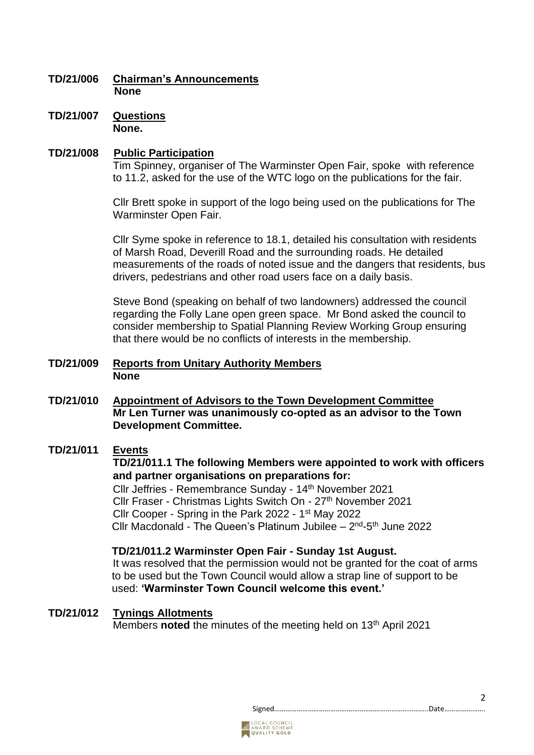**TD/21/006 Chairman's Announcements**

**None**

**TD/21/007 Questions**

**None.**

**TD/21/008 Public Participation**

Tim Spinney, organiser of The Warminster Open Fair, spoke with reference to 11.2, asked for the use of the WTC logo on the publications for the fair.

Cllr Brett spoke in support of the logo being used on the publications for The Warminster Open Fair.

Cllr Syme spoke in reference to 18.1, detailed his consultation with residents of Marsh Road, Deverill Road and the surrounding roads. He detailed measurements of the roads of noted issue and the dangers that residents, bus drivers, pedestrians and other road users face on a daily basis.

Steve Bond (speaking on behalf of two landowners) addressed the council regarding the Folly Lane open green space. Mr Bond asked the council to consider membership to Spatial Planning Review Working Group ensuring that there would be no conflicts of interests in the membership.

**TD/21/009 Reports from Unitary Authority Members**

**None**

**TD/21/010 Appointment of Advisors to the Town Development Committee**

**Mr Len Turner was unanimously co-opted as an advisor to the Town Development Committee.**

**TD/21/011 Events**

**TD/21/011.1 The following Members were appointed to work with officers and partner organisations on preparations for:**

Cllr Jeffries - Remembrance Sunday - 14th November 2021
Cllr Fraser - Christmas Lights Switch On - 27th November 2021
Cllr Cooper - Spring in the Park 2022 - 1st May 2022
Cllr Macdonald - The Queen's Platinum Jubilee – 2nd-5th June 2022

**TD/21/011.2 Warminster Open Fair - Sunday 1st August.**

It was resolved that the permission would not be granted for the coat of arms to be used but the Town Council would allow a strap line of support to be used: **'Warminster Town Council welcome this event.'**

**TD/21/012 Tynings Allotments**

Members **noted** the minutes of the meeting held on 13th April 2021

Signed………………………………………………………………………..Date…………………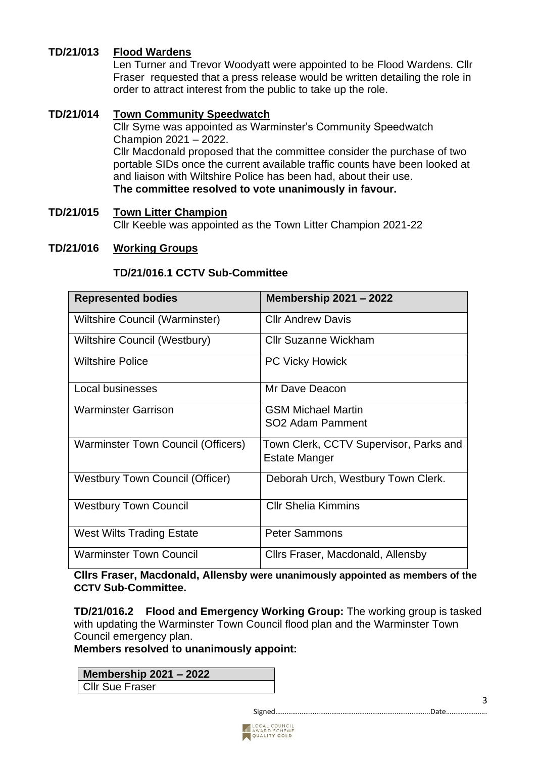**TD/21/013 Flood Wardens**

Len Turner and Trevor Woodyatt were appointed to be Flood Wardens. Cllr Fraser requested that a press release would be written detailing the role in order to attract interest from the public to take up the role.

**TD/21/014 Town Community Speedwatch**

Cllr Syme was appointed as Warminster's Community Speedwatch Champion 2021 – 2022.

Cllr Macdonald proposed that the committee consider the purchase of two portable SIDs once the current available traffic counts have been looked at and liaison with Wiltshire Police has been had, about their use.

**The committee resolved to vote unanimously in favour.**

**TD/21/015 Town Litter Champion**

Cllr Keeble was appointed as the Town Litter Champion 2021-22

**TD/21/016 Working Groups**

**TD/21/016.1 CCTV Sub-Committee**

| Represented bodies | Membership 2021 – 2022 |
|---|---|
| Wiltshire Council (Warminster) | Cllr Andrew Davis |
| Wiltshire Council (Westbury) | Cllr Suzanne Wickham |
| Wiltshire Police | PC Vicky Howick |
| Local businesses | Mr Dave Deacon |
| Warminster Garrison | GSM Michael Martin<br>SO2 Adam Pamment |
| Warminster Town Council (Officers) | Town Clerk, CCTV Supervisor, Parks and Estate Manger |
| Westbury Town Council (Officer) | Deborah Urch, Westbury Town Clerk. |
| Westbury Town Council | Cllr Shelia Kimmins |
| West Wilts Trading Estate | Peter Sammons |
| Warminster Town Council | Cllrs Fraser, Macdonald, Allensby |

**Cllrs Fraser, Macdonald, Allensby were unanimously appointed as members of the CCTV Sub-Committee.**

**TD/21/016.2 Flood and Emergency Working Group:** The working group is tasked with updating the Warminster Town Council flood plan and the Warminster Town Council emergency plan.

**Members resolved to unanimously appoint:**

| Membership 2021 – 2022 |
|---|
| Cllr Sue Fraser |

Signed……………………………………………………………………….Date…………………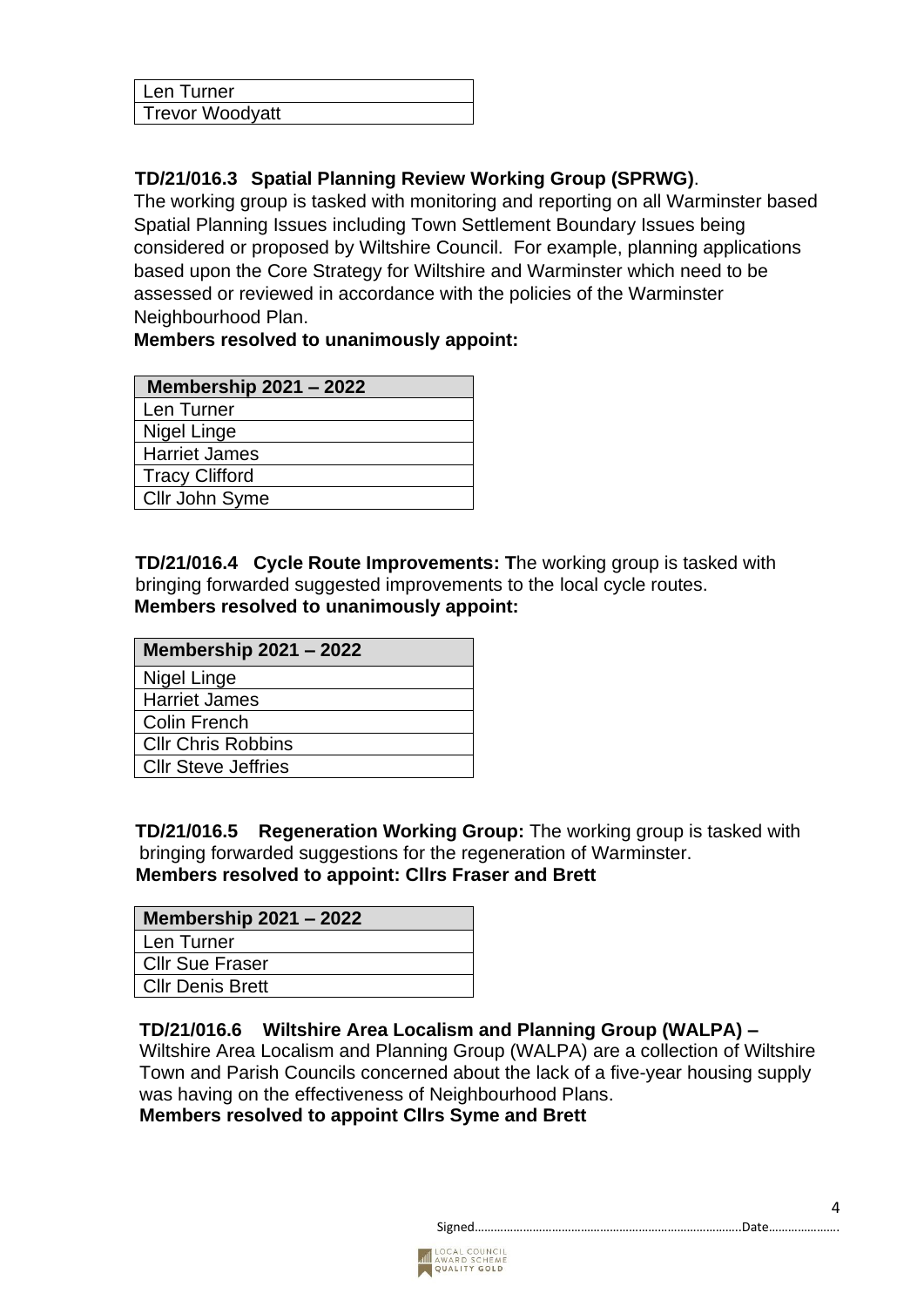| Len Turner |
| --- |
| Trevor Woodyatt |

**TD/21/016.3 Spatial Planning Review Working Group (SPRWG)**.
The working group is tasked with monitoring and reporting on all Warminster based Spatial Planning Issues including Town Settlement Boundary Issues being considered or proposed by Wiltshire Council. For example, planning applications based upon the Core Strategy for Wiltshire and Warminster which need to be assessed or reviewed in accordance with the policies of the Warminster Neighbourhood Plan.
**Members resolved to unanimously appoint:**

| Membership 2021 – 2022 |
| --- |
| Len Turner |
| Nigel Linge |
| Harriet James |
| Tracy Clifford |
| Cllr John Syme |

**TD/21/016.4 Cycle Route Improvements: T**he working group is tasked with bringing forwarded suggested improvements to the local cycle routes.
**Members resolved to unanimously appoint:**

| Membership 2021 – 2022 |
| --- |
| Nigel Linge |
| Harriet James |
| Colin French |
| Cllr Chris Robbins |
| Cllr Steve Jeffries |

**TD/21/016.5 Regeneration Working Group:** The working group is tasked with bringing forwarded suggestions for the regeneration of Warminster.
**Members resolved to appoint: Cllrs Fraser and Brett**

| Membership 2021 – 2022 |
| --- |
| Len Turner |
| Cllr Sue Fraser |
| Cllr Denis Brett |

**TD/21/016.6 Wiltshire Area Localism and Planning Group (WALPA) –**
Wiltshire Area Localism and Planning Group (WALPA) are a collection of Wiltshire Town and Parish Councils concerned about the lack of a five-year housing supply was having on the effectiveness of Neighbourhood Plans.
**Members resolved to appoint Cllrs Syme and Brett**

Signed……………………………………………………………………….Date…………………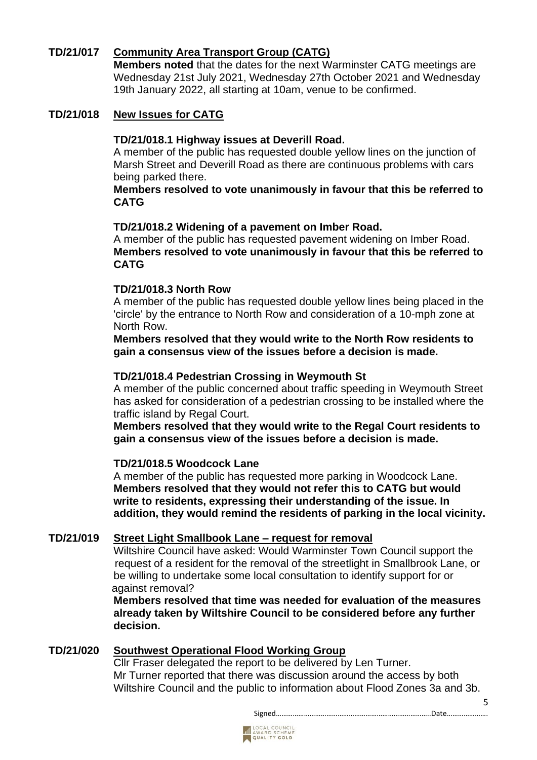**TD/21/017 Community Area Transport Group (CATG)**

**Members noted** that the dates for the next Warminster CATG meetings are Wednesday 21st July 2021, Wednesday 27th October 2021 and Wednesday 19th January 2022, all starting at 10am, venue to be confirmed.

**TD/21/018 New Issues for CATG**

**TD/21/018.1 Highway issues at Deverill Road.**

A member of the public has requested double yellow lines on the junction of Marsh Street and Deverill Road as there are continuous problems with cars being parked there.

**Members resolved to vote unanimously in favour that this be referred to CATG**

**TD/21/018.2 Widening of a pavement on Imber Road.**

A member of the public has requested pavement widening on Imber Road.

**Members resolved to vote unanimously in favour that this be referred to CATG**

**TD/21/018.3 North Row**

A member of the public has requested double yellow lines being placed in the 'circle' by the entrance to North Row and consideration of a 10-mph zone at North Row.

**Members resolved that they would write to the North Row residents to gain a consensus view of the issues before a decision is made.**

**TD/21/018.4 Pedestrian Crossing in Weymouth St**

A member of the public concerned about traffic speeding in Weymouth Street has asked for consideration of a pedestrian crossing to be installed where the traffic island by Regal Court.

**Members resolved that they would write to the Regal Court residents to gain a consensus view of the issues before a decision is made.**

**TD/21/018.5 Woodcock Lane**

A member of the public has requested more parking in Woodcock Lane.

**Members resolved that they would not refer this to CATG but would write to residents, expressing their understanding of the issue. In addition, they would remind the residents of parking in the local vicinity.**

**TD/21/019 Street Light Smallbook Lane – request for removal**

Wiltshire Council have asked: Would Warminster Town Council support the request of a resident for the removal of the streetlight in Smallbrook Lane, or be willing to undertake some local consultation to identify support for or against removal?

**Members resolved that time was needed for evaluation of the measures already taken by Wiltshire Council to be considered before any further decision.**

**TD/21/020 Southwest Operational Flood Working Group**

Cllr Fraser delegated the report to be delivered by Len Turner.

Mr Turner reported that there was discussion around the access by both Wiltshire Council and the public to information about Flood Zones 3a and 3b.

Signed……………………………………………………………………….Date…………………..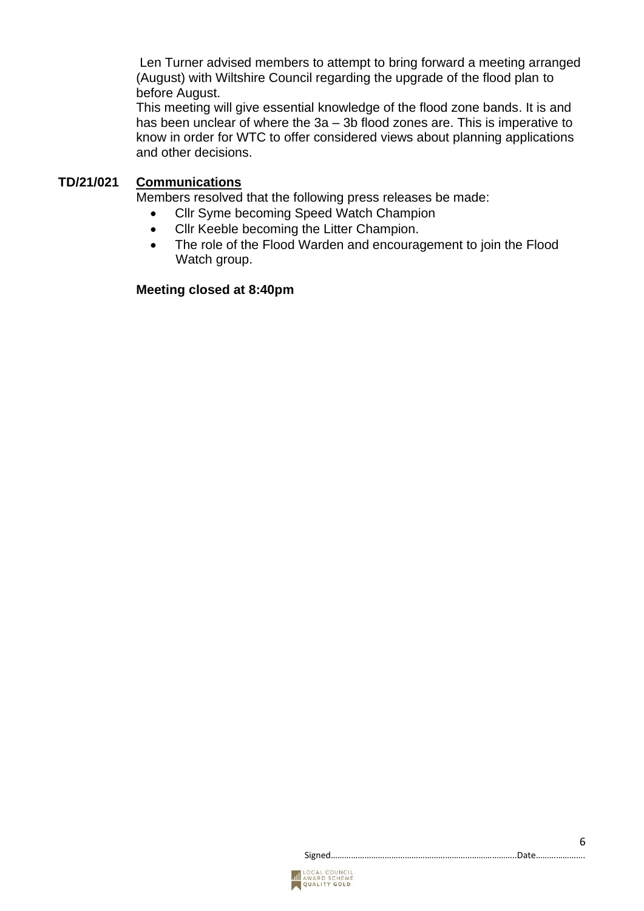Len Turner advised members to attempt to bring forward a meeting arranged (August) with Wiltshire Council regarding the upgrade of the flood plan to before August.
This meeting will give essential knowledge of the flood zone bands. It is and has been unclear of where the 3a – 3b flood zones are. This is imperative to know in order for WTC to offer considered views about planning applications and other decisions.

**TD/21/021 Communications**

Members resolved that the following press releases be made:

- Cllr Syme becoming Speed Watch Champion
- Cllr Keeble becoming the Litter Champion.
- The role of the Flood Warden and encouragement to join the Flood Watch group.

**Meeting closed at 8:40pm**

Signed…………………………………………………………………………Date…………………